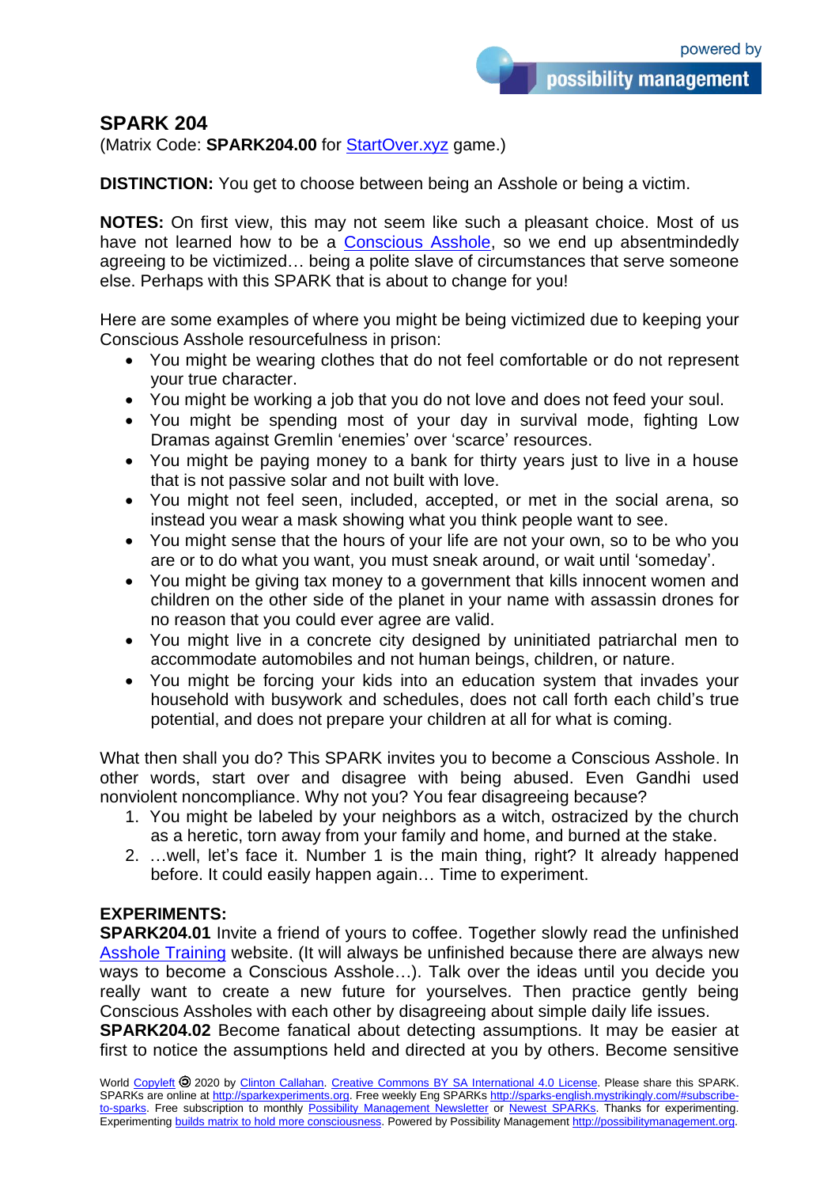## SPARK 204

(Matrix Code: **SPARK204.00** for [StartOver.xyz](StartOver.xyz) game.)

**DISTINCTION:** You get to choose between being an Asshole or being a victim.

**NOTES:** On first view, this may not seem like such a pleasant choice. Most of us have not learned how to be a [Conscious Asshole](Conscious Asshole), so we end up absentmindedly agreeing to be victimized… being a polite slave of circumstances that serve someone else. Perhaps with this SPARK that is about to change for you!

Here are some examples of where you might be being victimized due to keeping your Conscious Asshole resourcefulness in prison:

- You might be wearing clothes that do not feel comfortable or do not represent your true character.
- You might be working a job that you do not love and does not feed your soul.
- You might be spending most of your day in survival mode, fighting Low Dramas against Gremlin 'enemies' over 'scarce' resources.
- You might be paying money to a bank for thirty years just to live in a house that is not passive solar and not built with love.
- You might not feel seen, included, accepted, or met in the social arena, so instead you wear a mask showing what you think people want to see.
- You might sense that the hours of your life are not your own, so to be who you are or to do what you want, you must sneak around, or wait until 'someday'.
- You might be giving tax money to a government that kills innocent women and children on the other side of the planet in your name with assassin drones for no reason that you could ever agree are valid.
- You might live in a concrete city designed by uninitiated patriarchal men to accommodate automobiles and not human beings, children, or nature.
- You might be forcing your kids into an education system that invades your household with busywork and schedules, does not call forth each child's true potential, and does not prepare your children at all for what is coming.

What then shall you do? This SPARK invites you to become a Conscious Asshole. In other words, start over and disagree with being abused. Even Gandhi used nonviolent noncompliance. Why not you? You fear disagreeing because?

1. You might be labeled by your neighbors as a witch, ostracized by the church as a heretic, torn away from your family and home, and burned at the stake.
2. …well, let's face it. Number 1 is the main thing, right? It already happened before. It could easily happen again… Time to experiment.

**EXPERIMENTS:**

**SPARK204.01** Invite a friend of yours to coffee. Together slowly read the unfinished [Asshole Training](Asshole Training) website. (It will always be unfinished because there are always new ways to become a Conscious Asshole…). Talk over the ideas until you decide you really want to create a new future for yourselves. Then practice gently being Conscious Assholes with each other by disagreeing about simple daily life issues.

**SPARK204.02** Become fanatical about detecting assumptions. It may be easier at first to notice the assumptions held and directed at you by others. Become sensitive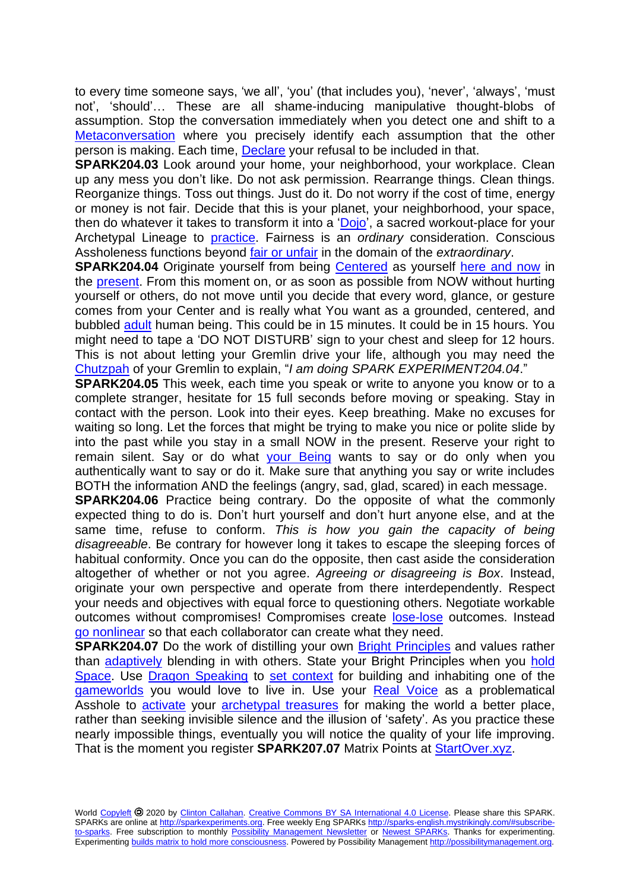to every time someone says, 'we all', 'you' (that includes you), 'never', 'always', 'must not', 'should'… These are all shame-inducing manipulative thought-blobs of assumption. Stop the conversation immediately when you detect one and shift to a Metaconversation where you precisely identify each assumption that the other person is making. Each time, Declare your refusal to be included in that.

**SPARK204.03** Look around your home, your neighborhood, your workplace. Clean up any mess you don't like. Do not ask permission. Rearrange things. Clean things. Reorganize things. Toss out things. Just do it. Do not worry if the cost of time, energy or money is not fair. Decide that this is your planet, your neighborhood, your space, then do whatever it takes to transform it into a 'Dojo', a sacred workout-place for your Archetypal Lineage to practice. Fairness is an *ordinary* consideration. Conscious Assholeness functions beyond fair or unfair in the domain of the *extraordinary*.

**SPARK204.04** Originate yourself from being Centered as yourself here and now in the present. From this moment on, or as soon as possible from NOW without hurting yourself or others, do not move until you decide that every word, glance, or gesture comes from your Center and is really what You want as a grounded, centered, and bubbled adult human being. This could be in 15 minutes. It could be in 15 hours. You might need to tape a 'DO NOT DISTURB' sign to your chest and sleep for 12 hours. This is not about letting your Gremlin drive your life, although you may need the Chutzpah of your Gremlin to explain, "*I am doing SPARK EXPERIMENT204.04*."

**SPARK204.05** This week, each time you speak or write to anyone you know or to a complete stranger, hesitate for 15 full seconds before moving or speaking. Stay in contact with the person. Look into their eyes. Keep breathing. Make no excuses for waiting so long. Let the forces that might be trying to make you nice or polite slide by into the past while you stay in a small NOW in the present. Reserve your right to remain silent. Say or do what your Being wants to say or do only when you authentically want to say or do it. Make sure that anything you say or write includes BOTH the information AND the feelings (angry, sad, glad, scared) in each message.

**SPARK204.06** Practice being contrary. Do the opposite of what the commonly expected thing to do is. Don't hurt yourself and don't hurt anyone else, and at the same time, refuse to conform. *This is how you gain the capacity of being disagreeable*. Be contrary for however long it takes to escape the sleeping forces of habitual conformity. Once you can do the opposite, then cast aside the consideration altogether of whether or not you agree. *Agreeing or disagreeing is Box*. Instead, originate your own perspective and operate from there interdependently. Respect your needs and objectives with equal force to questioning others. Negotiate workable outcomes without compromises! Compromises create lose-lose outcomes. Instead go nonlinear so that each collaborator can create what they need.

**SPARK204.07** Do the work of distilling your own Bright Principles and values rather than adaptively blending in with others. State your Bright Principles when you hold Space. Use Dragon Speaking to set context for building and inhabiting one of the gameworlds you would love to live in. Use your Real Voice as a problematical Asshole to activate your archetypal treasures for making the world a better place, rather than seeking invisible silence and the illusion of 'safety'. As you practice these nearly impossible things, eventually you will notice the quality of your life improving. That is the moment you register **SPARK207.07** Matrix Points at StartOver.xyz.

World Copyleft 🄯 2020 by Clinton Callahan. Creative Commons BY SA International 4.0 License. Please share this SPARK. SPARKs are online at http://sparkexperiments.org. Free weekly Eng SPARKs http://sparks-english.mystrikingly.com/#subscribe-to-sparks. Free subscription to monthly Possibility Management Newsletter or Newest SPARKs. Thanks for experimenting. Experimenting builds matrix to hold more consciousness. Powered by Possibility Management http://possibilitymanagement.org.